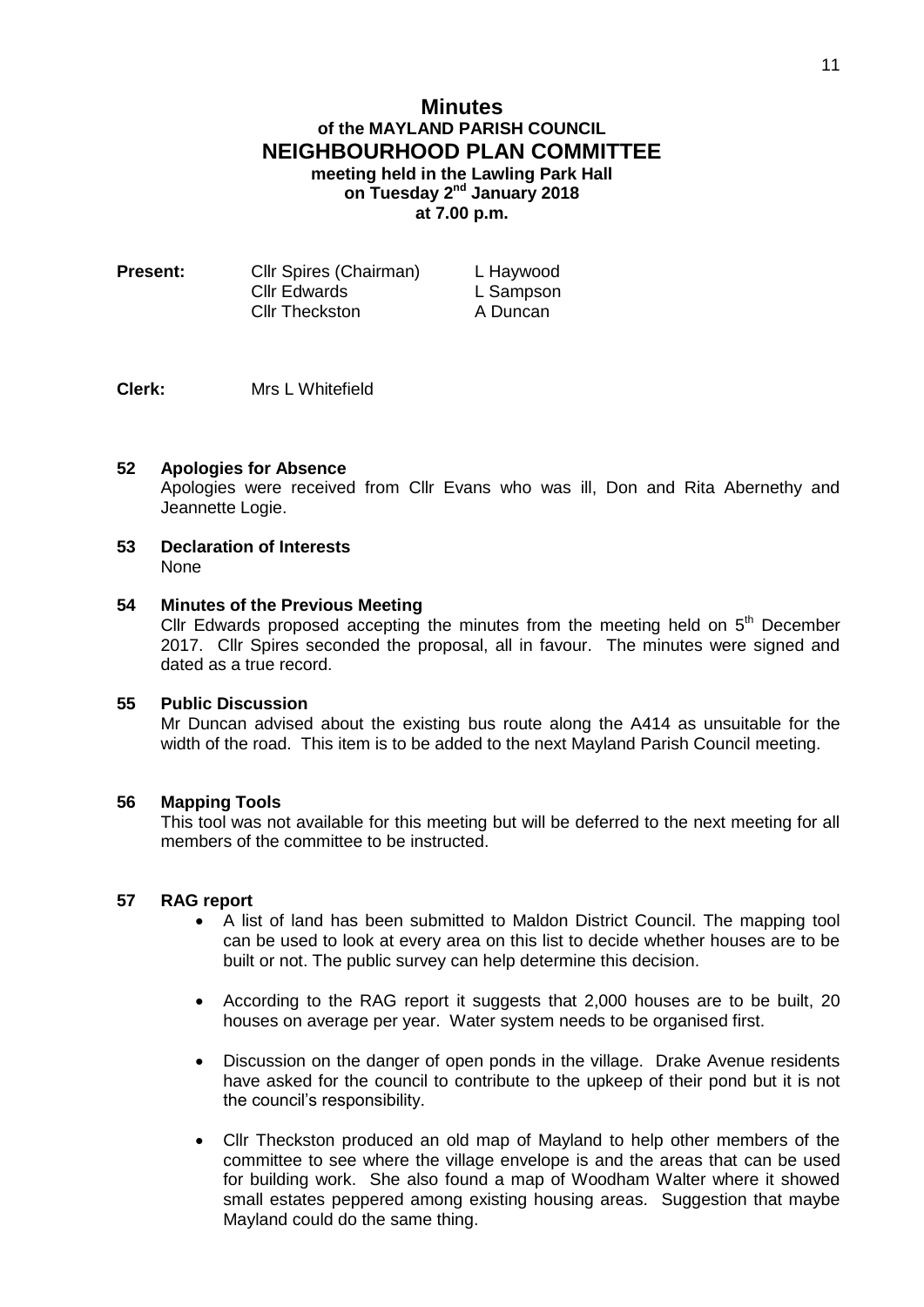# Minutes
## of the MAYLAND PARISH COUNCIL
## NEIGHBOURHOOD PLAN COMMITTEE
**meeting held in the Lawling Park Hall**
**on Tuesday 2nd January 2018**
**at 7.00 p.m.**

| **Present:** | Cllr Spires (Chairman) | L Haywood |
|---|---|---|
| | Cllr Edwards | L Sampson |
| | Cllr Theckston | A Duncan |

**Clerk:** Mrs L Whitefield

**52 Apologies for Absence**

Apologies were received from Cllr Evans who was ill, Don and Rita Abernethy and Jeannette Logie.

**53 Declaration of Interests**

None

**54 Minutes of the Previous Meeting**

Cllr Edwards proposed accepting the minutes from the meeting held on 5th December 2017. Cllr Spires seconded the proposal, all in favour. The minutes were signed and dated as a true record.

**55 Public Discussion**

Mr Duncan advised about the existing bus route along the A414 as unsuitable for the width of the road. This item is to be added to the next Mayland Parish Council meeting.

**56 Mapping Tools**

This tool was not available for this meeting but will be deferred to the next meeting for all members of the committee to be instructed.

**57 RAG report**

- A list of land has been submitted to Maldon District Council. The mapping tool can be used to look at every area on this list to decide whether houses are to be built or not. The public survey can help determine this decision.
- According to the RAG report it suggests that 2,000 houses are to be built, 20 houses on average per year. Water system needs to be organised first.
- Discussion on the danger of open ponds in the village. Drake Avenue residents have asked for the council to contribute to the upkeep of their pond but it is not the council's responsibility.
- Cllr Theckston produced an old map of Mayland to help other members of the committee to see where the village envelope is and the areas that can be used for building work. She also found a map of Woodham Walter where it showed small estates peppered among existing housing areas. Suggestion that maybe Mayland could do the same thing.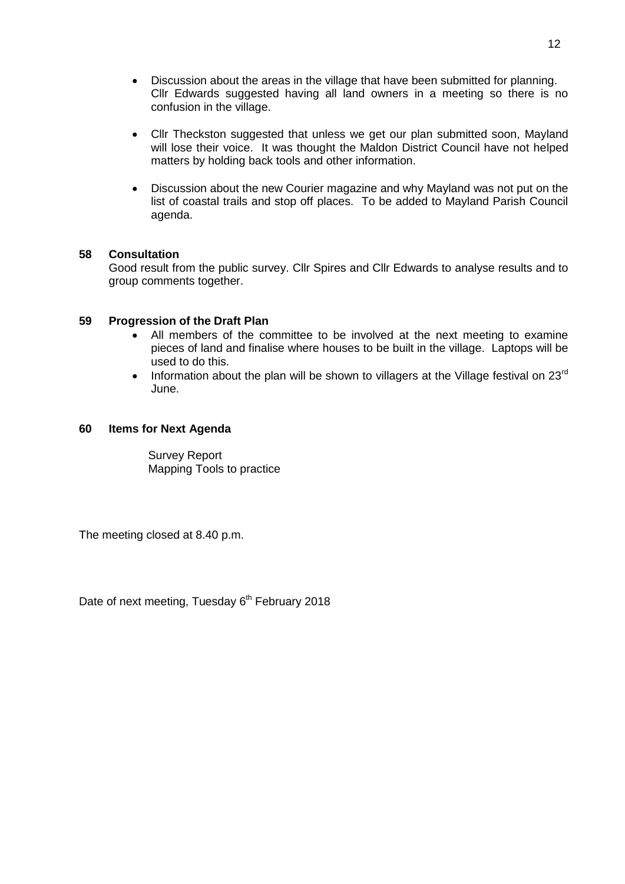- Discussion about the areas in the village that have been submitted for planning. Cllr Edwards suggested having all land owners in a meeting so there is no confusion in the village.

- Cllr Theckston suggested that unless we get our plan submitted soon, Mayland will lose their voice. It was thought the Maldon District Council have not helped matters by holding back tools and other information.

- Discussion about the new Courier magazine and why Mayland was not put on the list of coastal trails and stop off places. To be added to Mayland Parish Council agenda.

**58 Consultation**

Good result from the public survey. Cllr Spires and Cllr Edwards to analyse results and to group comments together.

**59 Progression of the Draft Plan**

- All members of the committee to be involved at the next meeting to examine pieces of land and finalise where houses to be built in the village. Laptops will be used to do this.
- Information about the plan will be shown to villagers at the Village festival on 23rd June.

**60 Items for Next Agenda**

Survey Report
Mapping Tools to practice

The meeting closed at 8.40 p.m.

Date of next meeting, Tuesday 6th February 2018